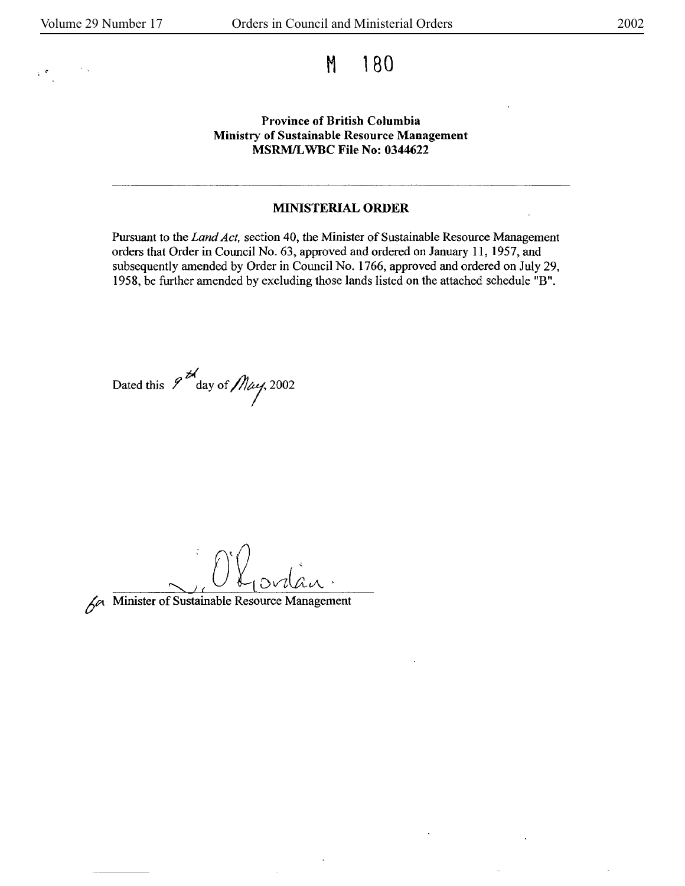# M 180

**Province of British Columbia**
**Ministry of Sustainable Resource Management**
**MSRM/LWBC File No: 0344622**

---

## MINISTERIAL ORDER

Pursuant to the *Land Act,* section 40, the Minister of Sustainable Resource Management orders that Order in Council No. 63, approved and ordered on January 11, 1957, and subsequently amended by Order in Council No. 1766, approved and ordered on July 29, 1958, be further amended by excluding those lands listed on the attached schedule "B".

Dated this 9th day of May, 2002

Minister of Sustainable Resource Management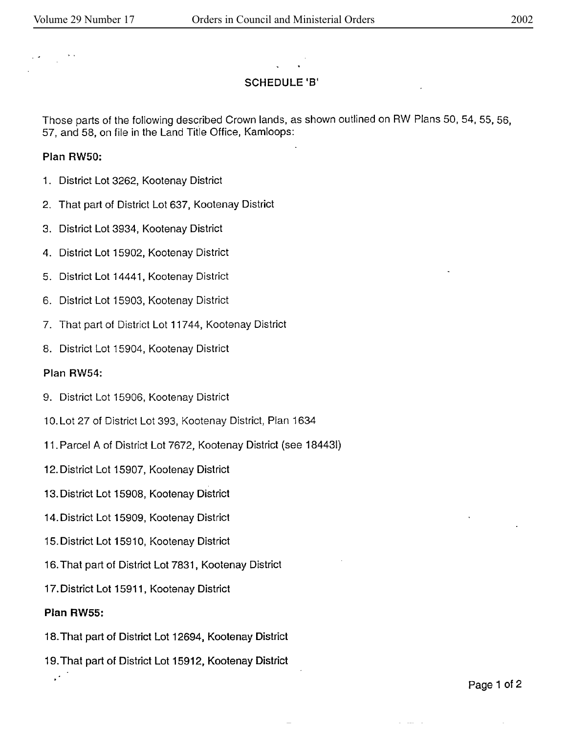## SCHEDULE 'B'

Those parts of the following described Crown lands, as shown outlined on RW Plans 50, 54, 55, 56, 57, and 58, on file in the Land Title Office, Kamloops:

**Plan RW50:**

1. District Lot 3262, Kootenay District
2. That part of District Lot 637, Kootenay District
3. District Lot 3934, Kootenay District
4. District Lot 15902, Kootenay District
5. District Lot 14441, Kootenay District
6. District Lot 15903, Kootenay District
7. That part of District Lot 11744, Kootenay District
8. District Lot 15904, Kootenay District

**Plan RW54:**

9. District Lot 15906, Kootenay District
10. Lot 27 of District Lot 393, Kootenay District, Plan 1634
11. Parcel A of District Lot 7672, Kootenay District (see 18443I)
12. District Lot 15907, Kootenay District
13. District Lot 15908, Kootenay District
14. District Lot 15909, Kootenay District
15. District Lot 15910, Kootenay District
16. That part of District Lot 7831, Kootenay District
17. District Lot 15911, Kootenay District

**Plan RW55:**

18. That part of District Lot 12694, Kootenay District
19. That part of District Lot 15912, Kootenay District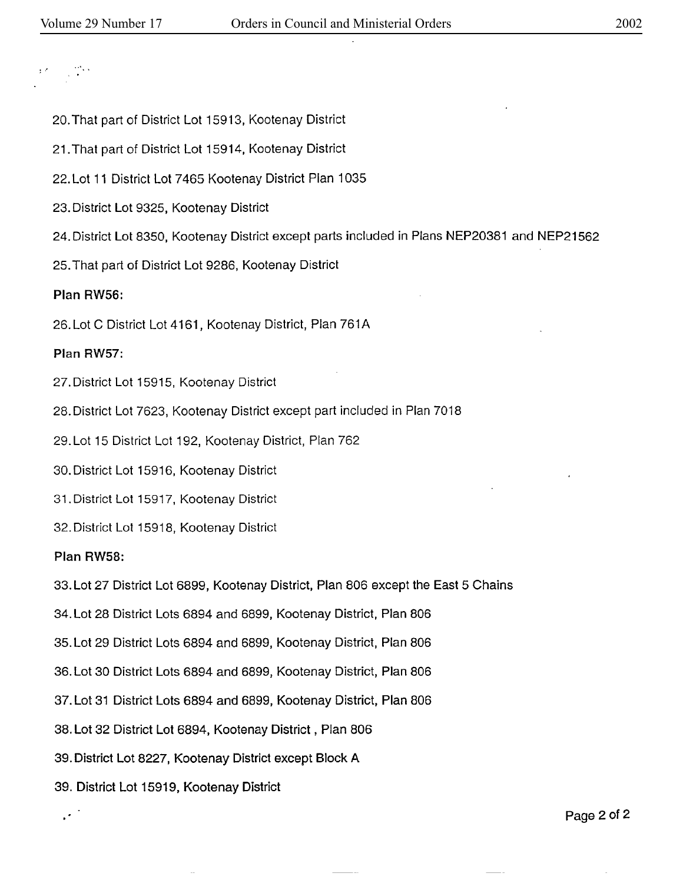20. That part of District Lot 15913, Kootenay District

21. That part of District Lot 15914, Kootenay District

22. Lot 11 District Lot 7465 Kootenay District Plan 1035

23. District Lot 9325, Kootenay District

24. District Lot 8350, Kootenay District except parts included in Plans NEP20381 and NEP21562

25. That part of District Lot 9286, Kootenay District

**Plan RW56:**

26. Lot C District Lot 4161, Kootenay District, Plan 761A

**Plan RW57:**

27. District Lot 15915, Kootenay District

28. District Lot 7623, Kootenay District except part included in Plan 7018

29. Lot 15 District Lot 192, Kootenay District, Plan 762

30. District Lot 15916, Kootenay District

31. District Lot 15917, Kootenay District

32. District Lot 15918, Kootenay District

**Plan RW58:**

33. Lot 27 District Lot 6899, Kootenay District, Plan 806 except the East 5 Chains

34. Lot 28 District Lots 6894 and 6899, Kootenay District, Plan 806

35. Lot 29 District Lots 6894 and 6899, Kootenay District, Plan 806

36. Lot 30 District Lots 6894 and 6899, Kootenay District, Plan 806

37. Lot 31 District Lots 6894 and 6899, Kootenay District, Plan 806

38. Lot 32 District Lot 6894, Kootenay District , Plan 806

39. District Lot 8227, Kootenay District except Block A

39. District Lot 15919, Kootenay District